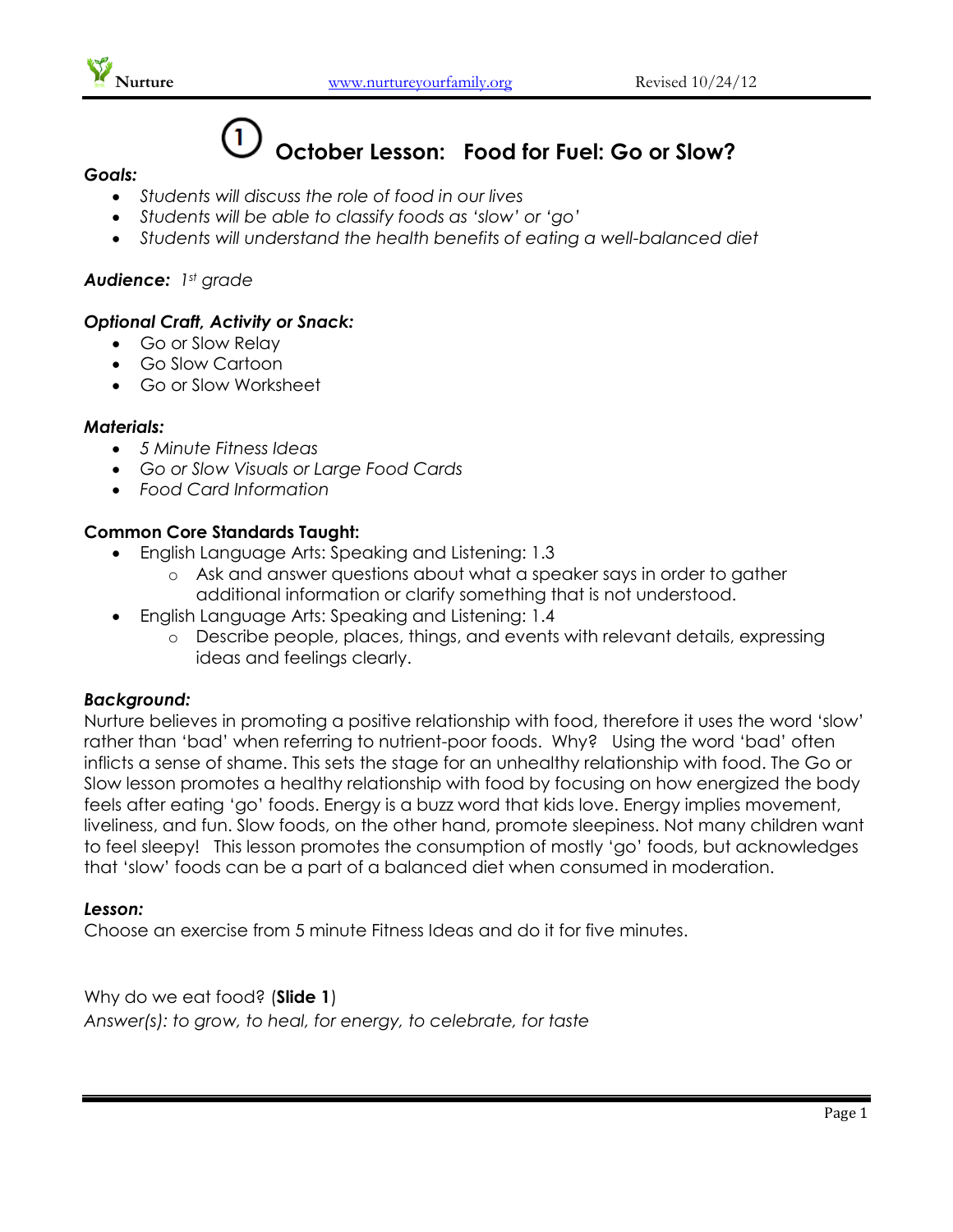# ① October Lesson: Food for Fuel: Go or Slow?

***Goals:***

- *Students will discuss the role of food in our lives*
- *Students will be able to classify foods as 'slow' or 'go'*
- *Students will understand the health benefits of eating a well-balanced diet*

***Audience:*** *1st grade*

***Optional Craft, Activity or Snack:***

- Go or Slow Relay
- Go Slow Cartoon
- Go or Slow Worksheet

***Materials:***

- *5 Minute Fitness Ideas*
- *Go or Slow Visuals or Large Food Cards*
- *Food Card Information*

**Common Core Standards Taught:**

- English Language Arts: Speaking and Listening: 1.3
  - Ask and answer questions about what a speaker says in order to gather additional information or clarify something that is not understood.
- English Language Arts: Speaking and Listening: 1.4
  - Describe people, places, things, and events with relevant details, expressing ideas and feelings clearly.

***Background:***

Nurture believes in promoting a positive relationship with food, therefore it uses the word 'slow' rather than 'bad' when referring to nutrient-poor foods. Why? Using the word 'bad' often inflicts a sense of shame. This sets the stage for an unhealthy relationship with food. The Go or Slow lesson promotes a healthy relationship with food by focusing on how energized the body feels after eating 'go' foods. Energy is a buzz word that kids love. Energy implies movement, liveliness, and fun. Slow foods, on the other hand, promote sleepiness. Not many children want to feel sleepy! This lesson promotes the consumption of mostly 'go' foods, but acknowledges that 'slow' foods can be a part of a balanced diet when consumed in moderation.

***Lesson:***

Choose an exercise from 5 minute Fitness Ideas and do it for five minutes.

Why do we eat food? (**Slide 1**)

*Answer(s): to grow, to heal, for energy, to celebrate, for taste*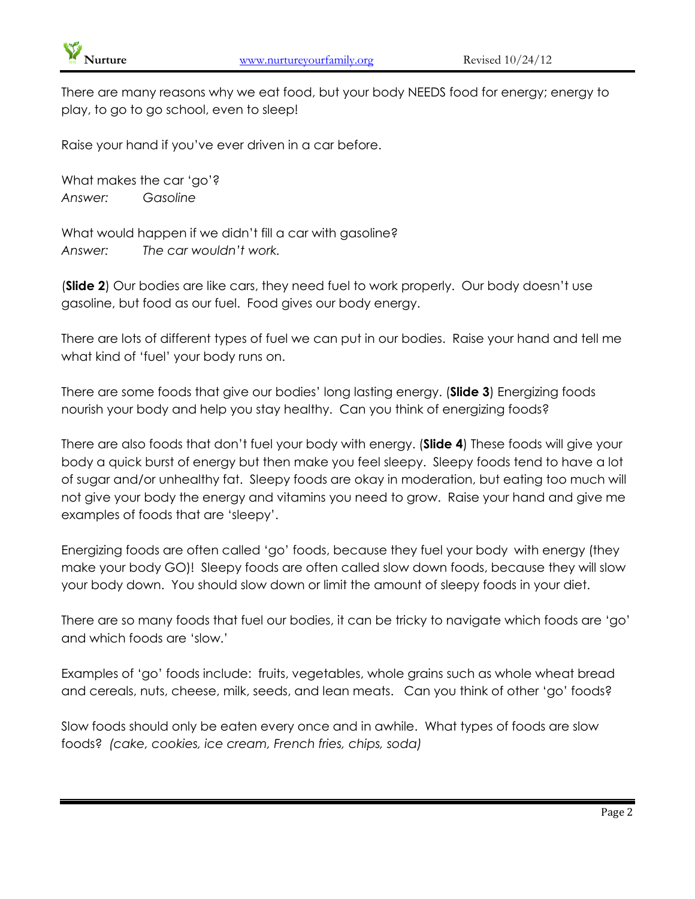There are many reasons why we eat food, but your body NEEDS food for energy; energy to play, to go to go school, even to sleep!

Raise your hand if you've ever driven in a car before.

What makes the car 'go'?
*Answer:* *Gasoline*

What would happen if we didn't fill a car with gasoline?
*Answer:* *The car wouldn't work.*

(**Slide 2**) Our bodies are like cars, they need fuel to work properly. Our body doesn't use gasoline, but food as our fuel. Food gives our body energy.

There are lots of different types of fuel we can put in our bodies. Raise your hand and tell me what kind of 'fuel' your body runs on.

There are some foods that give our bodies' long lasting energy. (**Slide 3**) Energizing foods nourish your body and help you stay healthy. Can you think of energizing foods?

There are also foods that don't fuel your body with energy. (**Slide 4**) These foods will give your body a quick burst of energy but then make you feel sleepy. Sleepy foods tend to have a lot of sugar and/or unhealthy fat. Sleepy foods are okay in moderation, but eating too much will not give your body the energy and vitamins you need to grow. Raise your hand and give me examples of foods that are 'sleepy'.

Energizing foods are often called 'go' foods, because they fuel your body with energy (they make your body GO)! Sleepy foods are often called slow down foods, because they will slow your body down. You should slow down or limit the amount of sleepy foods in your diet.

There are so many foods that fuel our bodies, it can be tricky to navigate which foods are 'go' and which foods are 'slow.'

Examples of 'go' foods include: fruits, vegetables, whole grains such as whole wheat bread and cereals, nuts, cheese, milk, seeds, and lean meats. Can you think of other 'go' foods?

Slow foods should only be eaten every once and in awhile. What types of foods are slow foods? *(cake, cookies, ice cream, French fries, chips, soda)*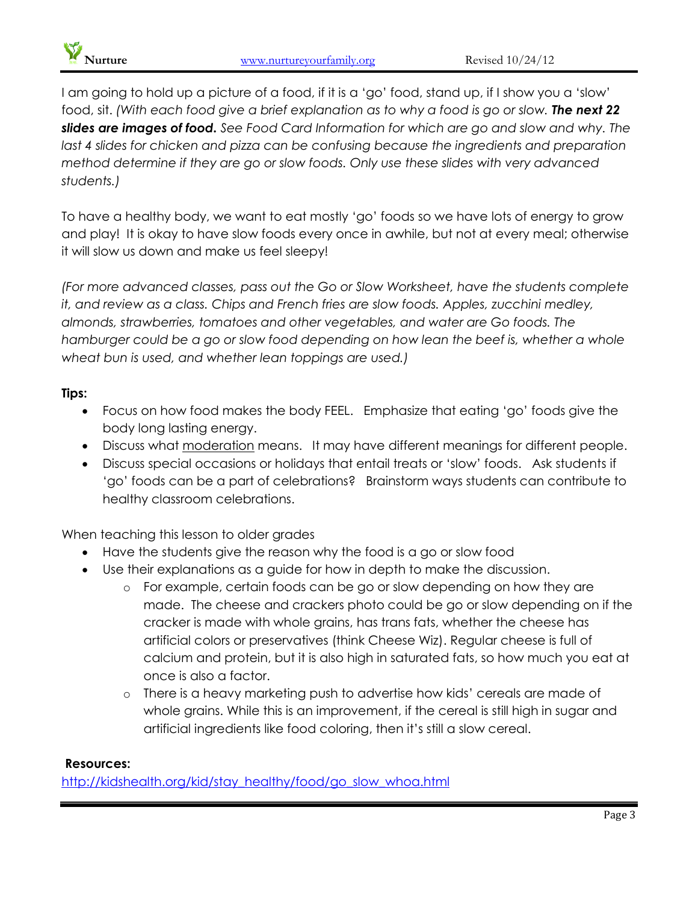I am going to hold up a picture of a food, if it is a 'go' food, stand up, if I show you a 'slow' food, sit. *(With each food give a brief explanation as to why a food is go or slow.* ***The next 22 slides are images of food.*** *See Food Card Information for which are go and slow and why. The last 4 slides for chicken and pizza can be confusing because the ingredients and preparation method determine if they are go or slow foods. Only use these slides with very advanced students.)*

To have a healthy body, we want to eat mostly 'go' foods so we have lots of energy to grow and play! It is okay to have slow foods every once in awhile, but not at every meal; otherwise it will slow us down and make us feel sleepy!

*(For more advanced classes, pass out the Go or Slow Worksheet, have the students complete it, and review as a class. Chips and French fries are slow foods. Apples, zucchini medley, almonds, strawberries, tomatoes and other vegetables, and water are Go foods. The hamburger could be a go or slow food depending on how lean the beef is, whether a whole wheat bun is used, and whether lean toppings are used.)*

**Tips:**

- Focus on how food makes the body FEEL. Emphasize that eating 'go' foods give the body long lasting energy.
- Discuss what <u>moderation</u> means. It may have different meanings for different people.
- Discuss special occasions or holidays that entail treats or 'slow' foods. Ask students if 'go' foods can be a part of celebrations? Brainstorm ways students can contribute to healthy classroom celebrations.

When teaching this lesson to older grades

- Have the students give the reason why the food is a go or slow food
- Use their explanations as a guide for how in depth to make the discussion.
  - For example, certain foods can be go or slow depending on how they are made. The cheese and crackers photo could be go or slow depending on if the cracker is made with whole grains, has trans fats, whether the cheese has artificial colors or preservatives (think Cheese Wiz). Regular cheese is full of calcium and protein, but it is also high in saturated fats, so how much you eat at once is also a factor.
  - There is a heavy marketing push to advertise how kids' cereals are made of whole grains. While this is an improvement, if the cereal is still high in sugar and artificial ingredients like food coloring, then it's still a slow cereal.

**Resources:**

http://kidshealth.org/kid/stay_healthy/food/go_slow_whoa.html